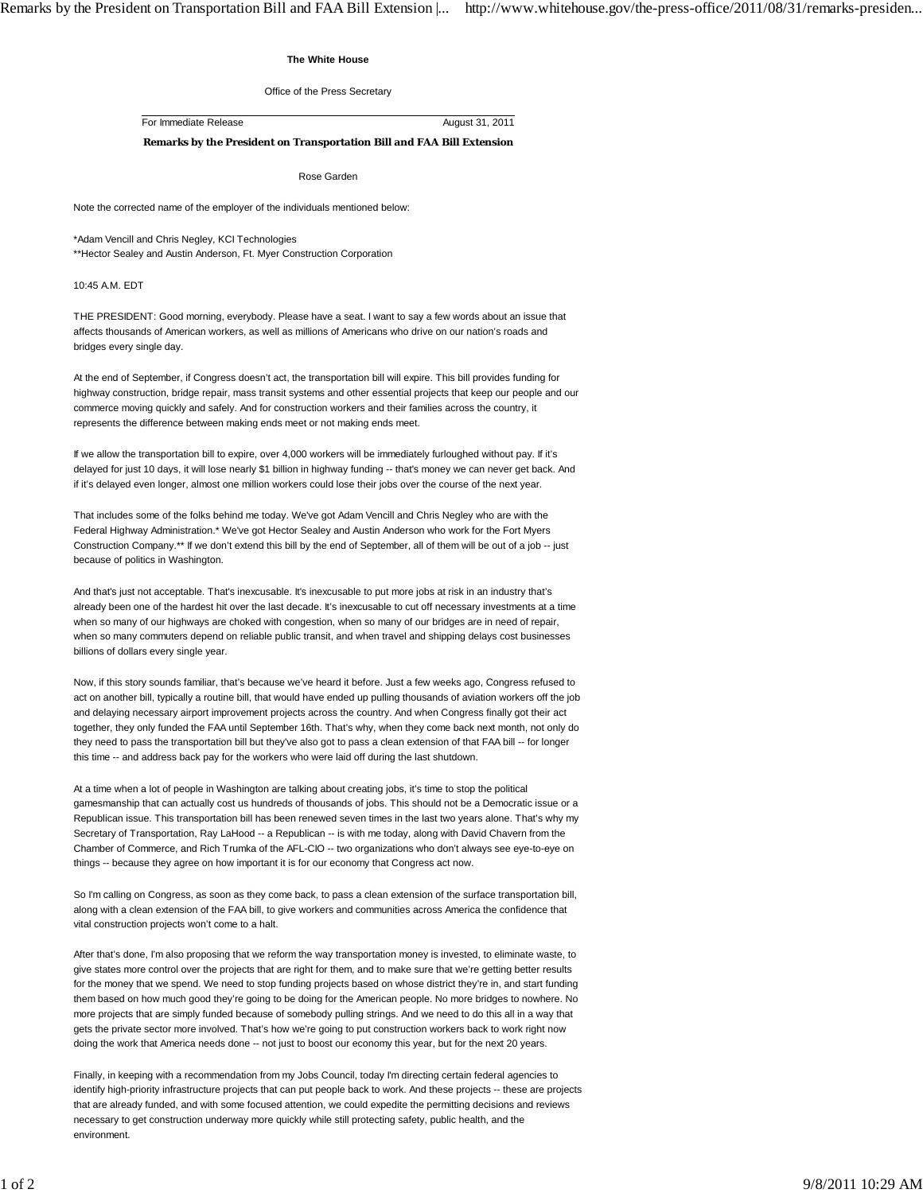**The White House**

Office of the Press Secretary

For Immediate Release August 31, 2011

**Remarks by the President on Transportation Bill and FAA Bill Extension**

Rose Garden

Note the corrected name of the employer of the individuals mentioned below:

*Adam Vencill and Chris Negley, KCI Technologies
**Hector Sealey and Austin Anderson, Ft. Myer Construction Corporation

10:45 A.M. EDT

THE PRESIDENT: Good morning, everybody. Please have a seat. I want to say a few words about an issue that affects thousands of American workers, as well as millions of Americans who drive on our nation's roads and bridges every single day.

At the end of September, if Congress doesn't act, the transportation bill will expire. This bill provides funding for highway construction, bridge repair, mass transit systems and other essential projects that keep our people and our commerce moving quickly and safely. And for construction workers and their families across the country, it represents the difference between making ends meet or not making ends meet.

If we allow the transportation bill to expire, over 4,000 workers will be immediately furloughed without pay. If it's delayed for just 10 days, it will lose nearly $1 billion in highway funding -- that's money we can never get back. And if it's delayed even longer, almost one million workers could lose their jobs over the course of the next year.

That includes some of the folks behind me today. We've got Adam Vencill and Chris Negley who are with the Federal Highway Administration.* We've got Hector Sealey and Austin Anderson who work for the Fort Myers Construction Company.** If we don't extend this bill by the end of September, all of them will be out of a job -- just because of politics in Washington.

And that's just not acceptable. That's inexcusable. It's inexcusable to put more jobs at risk in an industry that's already been one of the hardest hit over the last decade. It's inexcusable to cut off necessary investments at a time when so many of our highways are choked with congestion, when so many of our bridges are in need of repair, when so many commuters depend on reliable public transit, and when travel and shipping delays cost businesses billions of dollars every single year.

Now, if this story sounds familiar, that's because we've heard it before. Just a few weeks ago, Congress refused to act on another bill, typically a routine bill, that would have ended up pulling thousands of aviation workers off the job and delaying necessary airport improvement projects across the country. And when Congress finally got their act together, they only funded the FAA until September 16th. That's why, when they come back next month, not only do they need to pass the transportation bill but they've also got to pass a clean extension of that FAA bill -- for longer this time -- and address back pay for the workers who were laid off during the last shutdown.

At a time when a lot of people in Washington are talking about creating jobs, it's time to stop the political gamesmanship that can actually cost us hundreds of thousands of jobs. This should not be a Democratic issue or a Republican issue. This transportation bill has been renewed seven times in the last two years alone. That's why my Secretary of Transportation, Ray LaHood -- a Republican -- is with me today, along with David Chavern from the Chamber of Commerce, and Rich Trumka of the AFL-CIO -- two organizations who don't always see eye-to-eye on things -- because they agree on how important it is for our economy that Congress act now.

So I'm calling on Congress, as soon as they come back, to pass a clean extension of the surface transportation bill, along with a clean extension of the FAA bill, to give workers and communities across America the confidence that vital construction projects won't come to a halt.

After that's done, I'm also proposing that we reform the way transportation money is invested, to eliminate waste, to give states more control over the projects that are right for them, and to make sure that we're getting better results for the money that we spend. We need to stop funding projects based on whose district they're in, and start funding them based on how much good they're going to be doing for the American people. No more bridges to nowhere. No more projects that are simply funded because of somebody pulling strings. And we need to do this all in a way that gets the private sector more involved. That's how we're going to put construction workers back to work right now doing the work that America needs done -- not just to boost our economy this year, but for the next 20 years.

Finally, in keeping with a recommendation from my Jobs Council, today I'm directing certain federal agencies to identify high-priority infrastructure projects that can put people back to work. And these projects -- these are projects that are already funded, and with some focused attention, we could expedite the permitting decisions and reviews necessary to get construction underway more quickly while still protecting safety, public health, and the environment.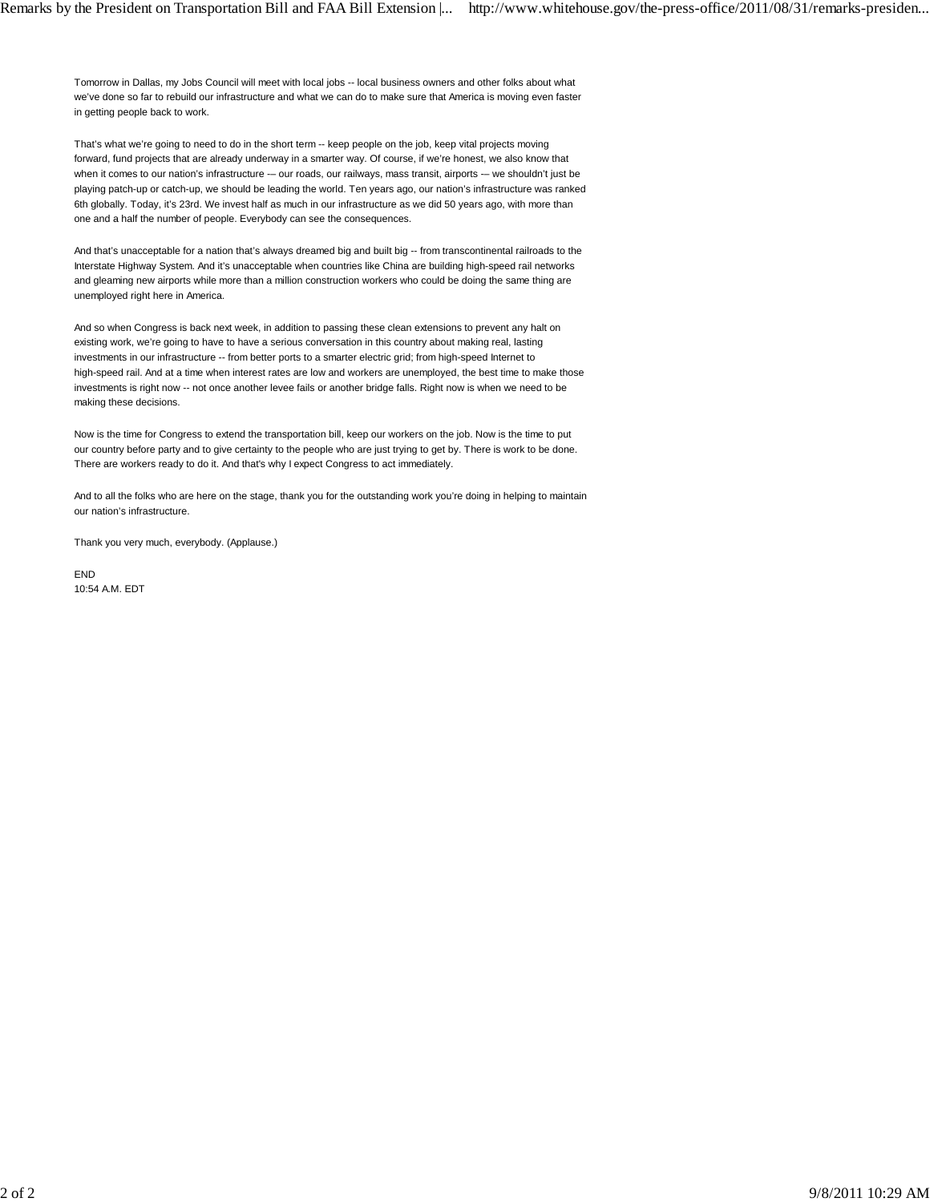Tomorrow in Dallas, my Jobs Council will meet with local jobs -- local business owners and other folks about what we've done so far to rebuild our infrastructure and what we can do to make sure that America is moving even faster in getting people back to work.

That's what we're going to need to do in the short term -- keep people on the job, keep vital projects moving forward, fund projects that are already underway in a smarter way. Of course, if we're honest, we also know that when it comes to our nation's infrastructure -– our roads, our railways, mass transit, airports -– we shouldn't just be playing patch-up or catch-up, we should be leading the world. Ten years ago, our nation's infrastructure was ranked 6th globally. Today, it's 23rd. We invest half as much in our infrastructure as we did 50 years ago, with more than one and a half the number of people. Everybody can see the consequences.

And that's unacceptable for a nation that's always dreamed big and built big -- from transcontinental railroads to the Interstate Highway System. And it's unacceptable when countries like China are building high-speed rail networks and gleaming new airports while more than a million construction workers who could be doing the same thing are unemployed right here in America.

And so when Congress is back next week, in addition to passing these clean extensions to prevent any halt on existing work, we're going to have to have a serious conversation in this country about making real, lasting investments in our infrastructure -- from better ports to a smarter electric grid; from high-speed Internet to high-speed rail. And at a time when interest rates are low and workers are unemployed, the best time to make those investments is right now -- not once another levee fails or another bridge falls. Right now is when we need to be making these decisions.

Now is the time for Congress to extend the transportation bill, keep our workers on the job. Now is the time to put our country before party and to give certainty to the people who are just trying to get by. There is work to be done. There are workers ready to do it. And that's why I expect Congress to act immediately.

And to all the folks who are here on the stage, thank you for the outstanding work you're doing in helping to maintain our nation's infrastructure.

Thank you very much, everybody. (Applause.)

END
10:54 A.M. EDT